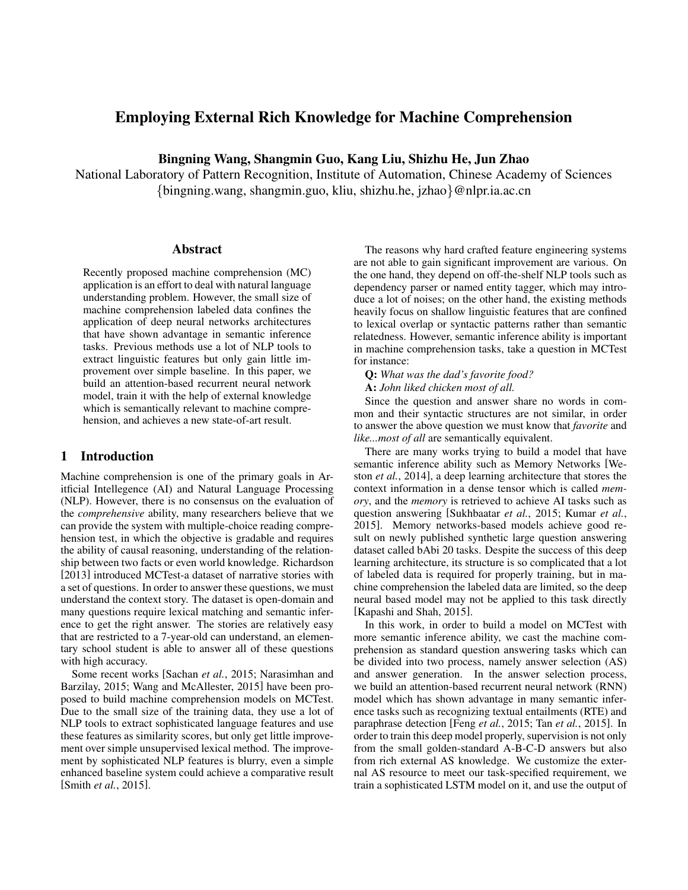# Employing External Rich Knowledge for Machine Comprehension

**Bingning Wang, Shangmin Guo, Kang Liu, Shizhu He, Jun Zhao**

National Laboratory of Pattern Recognition, Institute of Automation, Chinese Academy of Sciences

{bingning.wang, shangmin.guo, kliu, shizhu.he, jzhao}@nlpr.ia.ac.cn

## Abstract

Recently proposed machine comprehension (MC) application is an effort to deal with natural language understanding problem. However, the small size of machine comprehension labeled data confines the application of deep neural networks architectures that have shown advantage in semantic inference tasks. Previous methods use a lot of NLP tools to extract linguistic features but only gain little improvement over simple baseline. In this paper, we build an attention-based recurrent neural network model, train it with the help of external knowledge which is semantically relevant to machine comprehension, and achieves a new state-of-art result.

## 1 Introduction

Machine comprehension is one of the primary goals in Artificial Intellegence (AI) and Natural Language Processing (NLP). However, there is no consensus on the evaluation of the *comprehensive* ability, many researchers believe that we can provide the system with multiple-choice reading comprehension test, in which the objective is gradable and requires the ability of causal reasoning, understanding of the relationship between two facts or even world knowledge. Richardson [2013] introduced MCTest-a dataset of narrative stories with a set of questions. In order to answer these questions, we must understand the context story. The dataset is open-domain and many questions require lexical matching and semantic inference to get the right answer. The stories are relatively easy that are restricted to a 7-year-old can understand, an elementary school student is able to answer all of these questions with high accuracy.

Some recent works [Sachan *et al.*, 2015; Narasimhan and Barzilay, 2015; Wang and McAllester, 2015] have been proposed to build machine comprehension models on MCTest. Due to the small size of the training data, they use a lot of NLP tools to extract sophisticated language features and use these features as similarity scores, but only get little improvement over simple unsupervised lexical method. The improvement by sophisticated NLP features is blurry, even a simple enhanced baseline system could achieve a comparative result [Smith *et al.*, 2015].

The reasons why hard crafted feature engineering systems are not able to gain significant improvement are various. On the one hand, they depend on off-the-shelf NLP tools such as dependency parser or named entity tagger, which may introduce a lot of noises; on the other hand, the existing methods heavily focus on shallow linguistic features that are confined to lexical overlap or syntactic patterns rather than semantic relatedness. However, semantic inference ability is important in machine comprehension tasks, take a question in MCTest for instance:

**Q:** *What was the dad's favorite food?*

**A:** *John liked chicken most of all.*

Since the question and answer share no words in common and their syntactic structures are not similar, in order to answer the above question we must know that *favorite* and *like...most of all* are semantically equivalent.

There are many works trying to build a model that have semantic inference ability such as Memory Networks [Weston *et al.*, 2014], a deep learning architecture that stores the context information in a dense tensor which is called *memory*, and the *memory* is retrieved to achieve AI tasks such as question answering [Sukhbaatar *et al.*, 2015; Kumar *et al.*, 2015]. Memory networks-based models achieve good result on newly published synthetic large question answering dataset called bAbi 20 tasks. Despite the success of this deep learning architecture, its structure is so complicated that a lot of labeled data is required for properly training, but in machine comprehension the labeled data are limited, so the deep neural based model may not be applied to this task directly [Kapashi and Shah, 2015].

In this work, in order to build a model on MCTest with more semantic inference ability, we cast the machine comprehension as standard question answering tasks which can be divided into two process, namely answer selection (AS) and answer generation. In the answer selection process, we build an attention-based recurrent neural network (RNN) model which has shown advantage in many semantic inference tasks such as recognizing textual entailments (RTE) and paraphrase detection [Feng *et al.*, 2015; Tan *et al.*, 2015]. In order to train this deep model properly, supervision is not only from the small golden-standard A-B-C-D answers but also from rich external AS knowledge. We customize the external AS resource to meet our task-specified requirement, we train a sophisticated LSTM model on it, and use the output of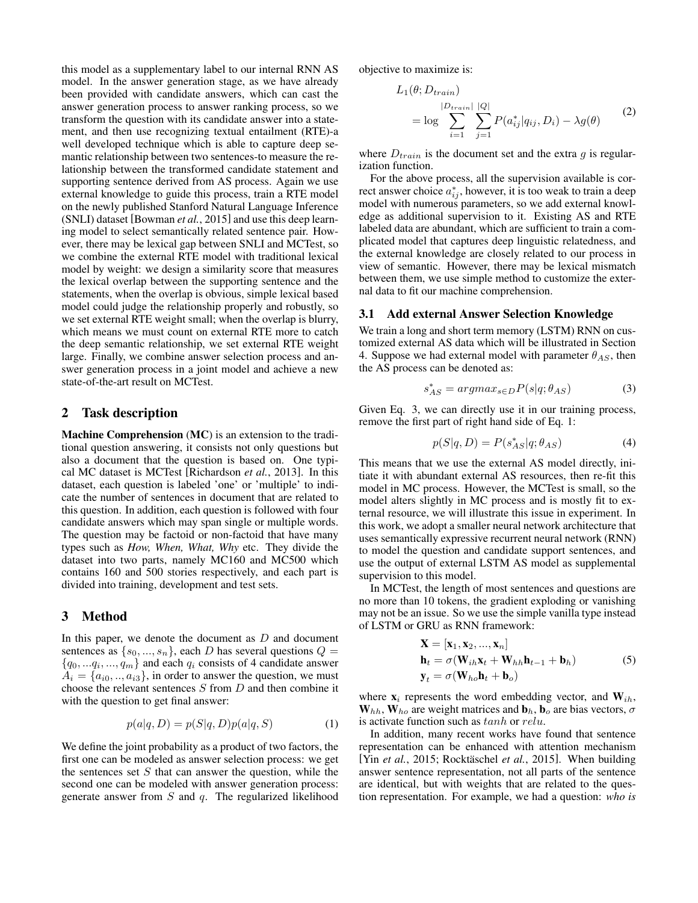this model as a supplementary label to our internal RNN AS model. In the answer generation stage, as we have already been provided with candidate answers, which can cast the answer generation process to answer ranking process, so we transform the question with its candidate answer into a statement, and then use recognizing textual entailment (RTE)-a well developed technique which is able to capture deep semantic relationship between two sentences-to measure the relationship between the transformed candidate statement and supporting sentence derived from AS process. Again we use external knowledge to guide this process, train a RTE model on the newly published Stanford Natural Language Inference (SNLI) dataset [Bowman *et al.*, 2015] and use this deep learning model to select semantically related sentence pair. However, there may be lexical gap between SNLI and MCTest, so we combine the external RTE model with traditional lexical model by weight: we design a similarity score that measures the lexical overlap between the supporting sentence and the statements, when the overlap is obvious, simple lexical based model could judge the relationship properly and robustly, so we set external RTE weight small; when the overlap is blurry, which means we must count on external RTE more to catch the deep semantic relationship, we set external RTE weight large. Finally, we combine answer selection process and answer generation process in a joint model and achieve a new state-of-the-art result on MCTest.

## 2 Task description

**Machine Comprehension** (**MC**) is an extension to the traditional question answering, it consists not only questions but also a document that the question is based on. One typical MC dataset is MCTest [Richardson *et al.*, 2013]. In this dataset, each question is labeled 'one' or 'multiple' to indicate the number of sentences in document that are related to this question. In addition, each question is followed with four candidate answers which may span single or multiple words. The question may be factoid or non-factoid that have many types such as *How, When, What, Why* etc. They divide the dataset into two parts, namely MC160 and MC500 which contains 160 and 500 stories respectively, and each part is divided into training, development and test sets.

## 3 Method

In this paper, we denote the document as $D$ and document sentences as $\{s_0, ..., s_n\}$, each $D$ has several questions $Q = \{q_0, ...q_i, ..., q_m\}$ and each $q_i$ consists of 4 candidate answer $A_i = \{a_{i0}, .., a_{i3}\}$, in order to answer the question, we must choose the relevant sentences $S$ from $D$ and then combine it with the question to get final answer:

$$p(a|q, D) = p(S|q, D)p(a|q, S) \tag{1}$$

We define the joint probability as a product of two factors, the first one can be modeled as answer selection process: we get the sentences set $S$ that can answer the question, while the second one can be modeled with answer generation process: generate answer from $S$ and $q$. The regularized likelihood objective to maximize is:

$$L_1(\theta; D_{train}) = \log \sum_{i=1}^{|D_{train}|} \sum_{j=1}^{|Q|} P(a_{ij}^*|q_{ij}, D_i) - \lambda g(\theta) \tag{2}$$

where $D_{train}$ is the document set and the extra $g$ is regularization function.

For the above process, all the supervision available is correct answer choice $a_{ij}^*$, however, it is too weak to train a deep model with numerous parameters, so we add external knowledge as additional supervision to it. Existing AS and RTE labeled data are abundant, which are sufficient to train a complicated model that captures deep linguistic relatedness, and the external knowledge are closely related to our process in view of semantic. However, there may be lexical mismatch between them, we use simple method to customize the external data to fit our machine comprehension.

### 3.1 Add external Answer Selection Knowledge

We train a long and short term memory (LSTM) RNN on customized external AS data which will be illustrated in Section 4. Suppose we had external model with parameter $\theta_{AS}$, then the AS process can be denoted as:

$$s_{AS}^* = argmax_{s \in D} P(s|q; \theta_{AS}) \tag{3}$$

Given Eq. 3, we can directly use it in our training process, remove the first part of right hand side of Eq. 1:

$$p(S|q, D) = P(s_{AS}^*|q; \theta_{AS}) \tag{4}$$

This means that we use the external AS model directly, initiate it with abundant external AS resources, then re-fit this model in MC process. However, the MCTest is small, so the model alters slightly in MC process and is mostly fit to external resource, we will illustrate this issue in experiment. In this work, we adopt a smaller neural network architecture that uses semantically expressive recurrent neural network (RNN) to model the question and candidate support sentences, and use the output of external LSTM AS model as supplemental supervision to this model.

In MCTest, the length of most sentences and questions are no more than 10 tokens, the gradient exploding or vanishing may not be an issue. So we use the simple vanilla type instead of LSTM or GRU as RNN framework:

$$\begin{aligned}
\mathbf{X} &= [\mathbf{x}_1, \mathbf{x}_2, ..., \mathbf{x}_n] \\
\mathbf{h}_t &= \sigma(\mathbf{W}_{ih}\mathbf{x}_t + \mathbf{W}_{hh}\mathbf{h}_{t-1} + \mathbf{b}_h) \\
\mathbf{y}_t &= \sigma(\mathbf{W}_{ho}\mathbf{h}_t + \mathbf{b}_o)
\end{aligned} \tag{5}$$

where $\mathbf{x}_i$ represents the word embedding vector, and $\mathbf{W}_{ih}$, $\mathbf{W}_{hh}$, $\mathbf{W}_{ho}$ are weight matrices and $\mathbf{b}_h$, $\mathbf{b}_o$ are bias vectors, $\sigma$ is activate function such as $tanh$ or $relu$.

In addition, many recent works have found that sentence representation can be enhanced with attention mechanism [Yin *et al.*, 2015; Rocktäschel *et al.*, 2015]. When building answer sentence representation, not all parts of the sentence are identical, but with weights that are related to the question representation. For example, we had a question: *who is*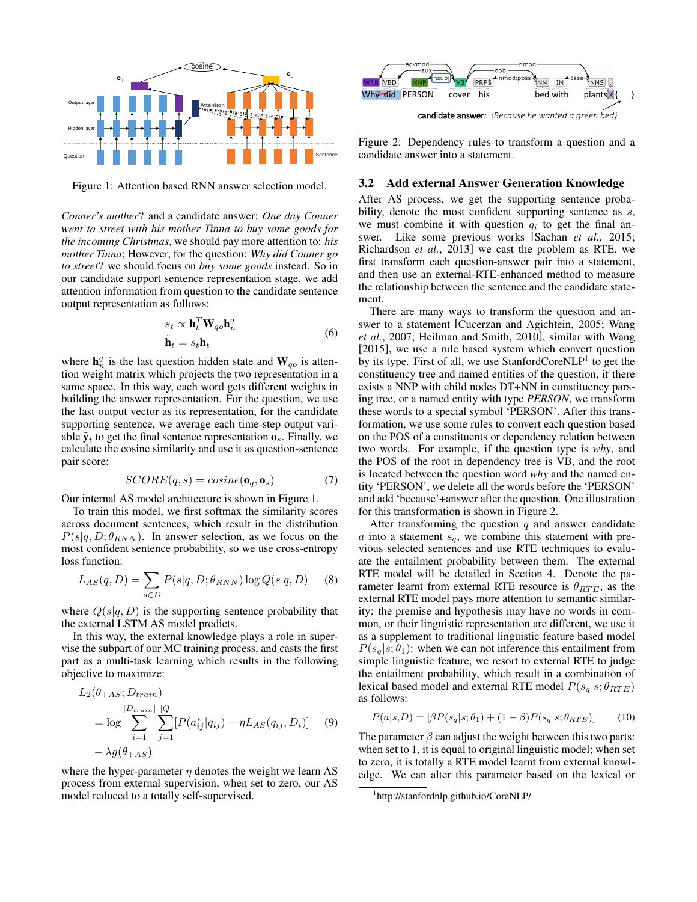Figure 1: Attention based RNN answer selection model.

*Conner's mother*? and a candidate answer: *One day Conner went to street with his mother Tinna to buy some goods for the incoming Christmas*, we should pay more attention to: *his mother Tinna*; However, for the question: *Why did Conner go to street*? we should focus on *buy some goods* instead. So in our candidate support sentence representation stage, we add attention information from question to the candidate sentence output representation as follows:

$$s_t \propto \mathbf{h}_t^T \mathbf{W}_{qo} \mathbf{h}_n^q$$
$$\tilde{\mathbf{h}}_t = s_t \mathbf{h}_t \tag{6}$$

where $\mathbf{h}_n^q$ is the last question hidden state and $\mathbf{W}_{qo}$ is attention weight matrix which projects the two representation in a same space. In this way, each word gets different weights in building the answer representation. For the question, we use the last output vector as its representation, for the candidate supporting sentence, we average each time-step output variable $\tilde{\mathbf{y}}_t$ to get the final sentence representation $\mathbf{o}_s$. Finally, we calculate the cosine similarity and use it as question-sentence pair score:

$$SCORE(q, s) = cosine(\mathbf{o}_q, \mathbf{o}_s) \tag{7}$$

Our internal AS model architecture is shown in Figure 1.

To train this model, we first softmax the similarity scores across document sentences, which result in the distribution $P(s|q, D; \theta_{RNN})$. In answer selection, as we focus on the most confident sentence probability, so we use cross-entropy loss function:

$$L_{AS}(q, D) = \sum_{s \in D} P(s|q, D; \theta_{RNN}) \log Q(s|q, D) \tag{8}$$

where $Q(s|q, D)$ is the supporting sentence probability that the external LSTM AS model predicts.

In this way, the external knowledge plays a role in supervise the subpart of our MC training process, and casts the first part as a multi-task learning which results in the following objective to maximize:

$$\begin{aligned} & L_2(\theta_{+AS}; D_{train}) \\ & = \log \sum_{i=1}^{|D_{train}|} \sum_{j=1}^{|Q|} [P(a_{ij}^*|q_{ij}) - \eta L_{AS}(q_{ij}, D_i)] \\ & - \lambda g(\theta_{+AS}) \end{aligned} \tag{9}$$

where the hyper-parameter $\eta$ denotes the weight we learn AS process from external supervision, when set to zero, our AS model reduced to a totally self-supervised.

Figure 2: Dependency rules to transform a question and a candidate answer into a statement.

### 3.2 Add external Answer Generation Knowledge

After AS process, we get the supporting sentence probability, denote the most confident supporting sentence as $s$, we must combine it with question $q_i$ to get the final answer. Like some previous works [Sachan *et al.*, 2015; Richardson *et al.*, 2013] we cast the problem as RTE. we first transform each question-answer pair into a statement, and then use an external-RTE-enhanced method to measure the relationship between the sentence and the candidate statement.

There are many ways to transform the question and answer to a statement [Cucerzan and Agichtein, 2005; Wang *et al.*, 2007; Heilman and Smith, 2010], similar with Wang [2015], we use a rule based system which convert question by its type. First of all, we use StanfordCoreNLP[1] to get the constituency tree and named entities of the question, if there exists a NNP with child nodes DT+NN in constituency parsing tree, or a named entity with type *PERSON*, we transform these words to a special symbol 'PERSON'. After this transformation, we use some rules to convert each question based on the POS of a constituents or dependency relation between two words. For example, if the question type is *why*, and the POS of the root in dependency tree is VB, and the root is located between the question word *why* and the named entity 'PERSON', we delete all the words before the 'PERSON' and add 'because'+answer after the question. One illustration for this transformation is shown in Figure 2.

After transforming the question $q$ and answer candidate $a$ into a statement $s_q$, we combine this statement with previous selected sentences and use RTE techniques to evaluate the entailment probability between them. The external RTE model will be detailed in Section 4. Denote the parameter learnt from external RTE resource is $\theta_{RTE}$, as the external RTE model pays more attention to semantic similarity: the premise and hypothesis may have no words in common, or their linguistic representation are different, we use it as a supplement to traditional linguistic feature based model $P(s_q|s; \theta_1)$: when we can not inference this entailment from simple linguistic feature, we resort to external RTE to judge the entailment probability, which result in a combination of lexical based model and external RTE model $P(s_q|s; \theta_{RTE})$ as follows:

$$P(a|s,D) = [\beta P(s_q|s; \theta_1) + (1 - \beta) P(s_q|s; \theta_{RTE})] \tag{10}$$

The parameter $\beta$ can adjust the weight between this two parts: when set to 1, it is equal to original linguistic model; when set to zero, it is totally a RTE model learnt from external knowledge. We can alter this parameter based on the lexical or

[1] http://stanfordnlp.github.io/CoreNLP/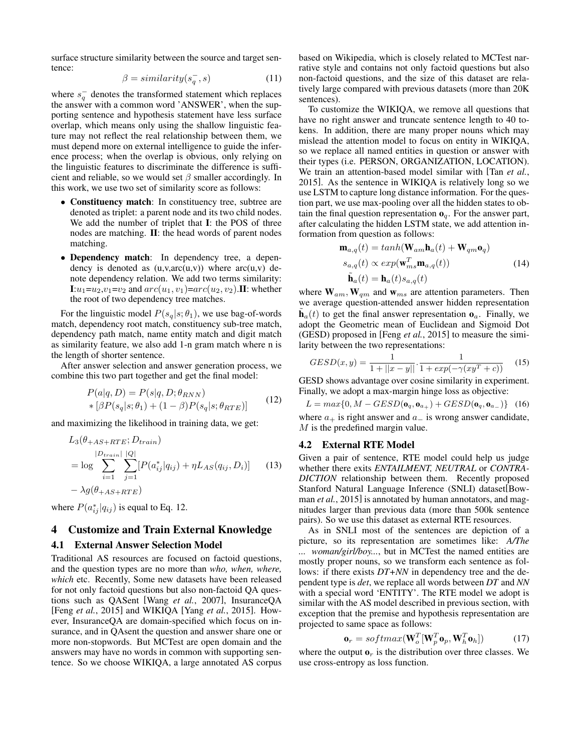surface structure similarity between the source and target sentence:

$$\beta = similarity(s_q^-, s) \tag{11}$$

where $s_q^-$ denotes the transformed statement which replaces the answer with a common word 'ANSWER', when the supporting sentence and hypothesis statement have less surface overlap, which means only using the shallow linguistic feature may not reflect the real relationship between them, we must depend more on external intelligence to guide the inference process; when the overlap is obvious, only relying on the linguistic features to discriminate the difference is sufficient and reliable, so we would set $\beta$ smaller accordingly. In this work, we use two set of similarity score as follows:

- **Constituency match**: In constituency tree, subtree are denoted as triplet: a parent node and its two child nodes. We add the number of triplet that **I**: the POS of three nodes are matching. **II**: the head words of parent nodes matching.
- **Dependency match**: In dependency tree, a dependency is denoted as (u,v,arc(u,v)) where arc(u,v) denote dependency relation. We add two terms similarity: **I**:$u_1$=$u_2$,$v_1$=$v_2$ and $arc(u_1, v_1)$=$arc(u_2, v_2)$.**II**: whether the root of two dependency tree matches.

For the linguistic model $P(s_q|s;\theta_1)$, we use bag-of-words match, dependency root match, constituency sub-tree match, dependency path match, name entity match and digit match as similarity feature, we also add 1-n gram match where n is the length of shorter sentence.

After answer selection and answer generation process, we combine this two part together and get the final model:

$$\begin{aligned} P(a|q,D) &= P(s|q,D;\theta_{RNN}) \\ &* [\beta P(s_q|s;\theta_1) + (1-\beta)P(s_q|s;\theta_{RTE})] \end{aligned} \tag{12}$$

and maximizing the likelihood in training data, we get:

$$\begin{aligned} &L_3(\theta_{+AS+RTE}; D_{train}) \\ &= \log \sum_{i=1}^{|D_{train}|} \sum_{j=1}^{|Q|} [P(a_{ij}^*|q_{ij}) + \eta L_{AS}(q_{ij}, D_i)] \\ &- \lambda g(\theta_{+AS+RTE}) \end{aligned} \tag{13}$$

where $P(a_{ij}^*|q_{ij})$ is equal to Eq. 12.

## 4 Customize and Train External Knowledge

### 4.1 External Answer Selection Model

Traditional AS resources are focused on factoid questions, and the question types are no more than *who, when, where, which* etc. Recently, Some new datasets have been released for not only factoid questions but also non-factoid QA questions such as QASent [Wang *et al.*, 2007], InsuranceQA [Feng *et al.*, 2015] and WIKIQA [Yang *et al.*, 2015]. However, InsuranceQA are domain-specified which focus on insurance, and in QAsent the question and answer share one or more non-stopwords. But MCTest are open domain and the answers may have no words in common with supporting sentence. So we choose WIKIQA, a large annotated AS corpus based on Wikipedia, which is closely related to MCTest narrative style and contains not only factoid questions but also non-factoid questions, and the size of this dataset are relatively large compared with previous datasets (more than 20K sentences).

To customize the WIKIQA, we remove all questions that have no right answer and truncate sentence length to 40 tokens. In addition, there are many proper nouns which may mislead the attention model to focus on entity in WIKIQA, so we replace all named entities in question or answer with their types (i.e. PERSON, ORGANIZATION, LOCATION). We train an attention-based model similar with [Tan *et al.*, 2015]. As the sentence in WIKIQA is relatively long so we use LSTM to capture long distance information. For the question part, we use max-pooling over all the hidden states to obtain the final question representation $\mathbf{o}_q$. For the answer part, after calculating the hidden LSTM state, we add attention information from question as follows:

$$\begin{aligned} \mathbf{m}_{a,q}(t) &= tanh(\mathbf{W}_{am}\mathbf{h}_a(t) + \mathbf{W}_{qm}\mathbf{o}_q) \\ s_{a,q}(t) &\propto exp(\mathbf{w}_{ms}^T \mathbf{m}_{a,q}(t)) \\ \tilde{\mathbf{h}}_a(t) &= \mathbf{h}_a(t) s_{a,q}(t) \end{aligned} \tag{14}$$

where $\mathbf{W}_{am}, \mathbf{W}_{qm}$ and $\mathbf{w}_{ms}$ are attention parameters. Then we average question-attended answer hidden representation $\tilde{\mathbf{h}}_a(t)$ to get the final answer representation $\mathbf{o}_a$. Finally, we adopt the Geometric mean of Euclidean and Sigmoid Dot (GESD) proposed in [Feng *et al.*, 2015] to measure the similarity between the two representations:

$$GESD(x,y) = \frac{1}{1+||x-y||} \cdot \frac{1}{1+exp(-\gamma(xy^T+c))} \tag{15}$$

GESD shows advantage over cosine similarity in experiment. Finally, we adopt a max-margin hinge loss as objective:

$$L = max\{0, M - GESD(\mathbf{o}_q, \mathbf{o}_{a_+}) + GESD(\mathbf{o}_q, \mathbf{o}_{a_-})\} \tag{16}$$

where $a_+$ is right answer and $a_-$ is wrong answer candidate, $M$ is the predefined margin value.

### 4.2 External RTE Model

Given a pair of sentence, RTE model could help us judge whether there exits *ENTAILMENT, NEUTRAL* or *CONTRADICTION* relationship between them. Recently proposed Stanford Natural Language Inference (SNLI) dataset[Bowman *et al.*, 2015] is annotated by human annotators, and magnitudes larger than previous data (more than 500k sentence pairs). So we use this dataset as external RTE resources.

As in SNLI most of the sentences are depiction of a picture, so its representation are sometimes like: *A/The ... woman/girl/boy...*, but in MCTest the named entities are mostly proper nouns, so we transform each sentence as follows: if there exists *DT+NN* in dependency tree and the dependent type is *det*, we replace all words between *DT* and *NN* with a special word 'ENTITY'. The RTE model we adopt is similar with the AS model described in previous section, with exception that the premise and hypothesis representation are projected to same space as follows:

$$\mathbf{o}_r = softmax(\mathbf{W}_o^T[\mathbf{W}_p^T\mathbf{o}_p, \mathbf{W}_h^T\mathbf{o}_h]) \tag{17}$$

where the output $\mathbf{o}_r$ is the distribution over three classes. We use cross-entropy as loss function.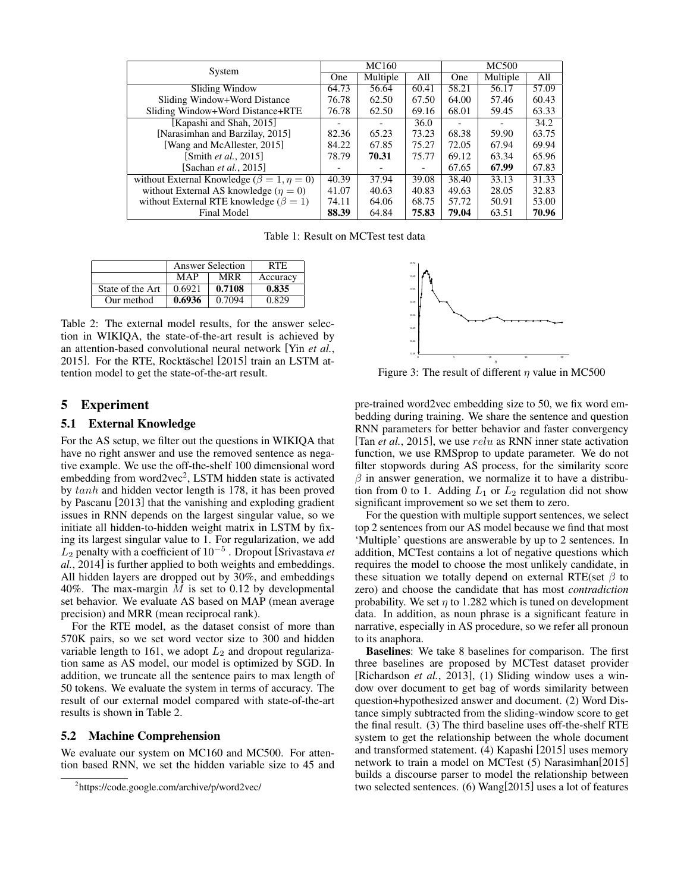| System | MC160 | | | MC500 | | |
|---|---|---|---|---|---|---|
| | One | Multiple | All | One | Multiple | All |
| Sliding Window | 64.73 | 56.64 | 60.41 | 58.21 | 56.17 | 57.09 |
| Sliding Window+Word Distance | 76.78 | 62.50 | 67.50 | 64.00 | 57.46 | 60.43 |
| Sliding Window+Word Distance+RTE | 76.78 | 62.50 | 69.16 | 68.01 | 59.45 | 63.33 |
| [Kapashi and Shah, 2015] | - | - | 36.0 | - | - | 34.2 |
| [Narasimhan and Barzilay, 2015] | 82.36 | 65.23 | 73.23 | 68.38 | 59.90 | 63.75 |
| [Wang and McAllester, 2015] | 84.22 | 67.85 | 75.27 | 72.05 | 67.94 | 69.94 |
| [Smith *et al.*, 2015] | 78.79 | **70.31** | 75.77 | 69.12 | 63.34 | 65.96 |
| [Sachan *et al.*, 2015] | - | - | - | 67.65 | **67.99** | 67.83 |
| without External Knowledge ($\beta = 1, \eta = 0$) | 40.39 | 37.94 | 39.08 | 38.40 | 33.13 | 31.33 |
| without External AS knowledge ($\eta = 0$) | 41.07 | 40.63 | 40.83 | 49.63 | 28.05 | 32.83 |
| without External RTE knowledge ($\beta = 1$) | 74.11 | 64.06 | 68.75 | 57.72 | 50.91 | 53.00 |
| Final Model | **88.39** | 64.84 | **75.83** | **79.04** | 63.51 | **70.96** |

Table 1: Result on MCTest test data

| | Answer Selection | | RTE |
|---|---|---|---|
| | MAP | MRR | Accuracy |
| State of the Art | 0.6921 | **0.7108** | **0.835** |
| Our method | **0.6936** | 0.7094 | 0.829 |

Table 2: The external model results, for the answer selection in WIKIQA, the state-of-the-art result is achieved by an attention-based convolutional neural network [Yin *et al.*, 2015]. For the RTE, Rocktäschel [2015] train an LSTM attention model to get the state-of-the-art result.

Figure 3: The result of different $\eta$ value in MC500

## 5 Experiment

### 5.1 External Knowledge

For the AS setup, we filter out the questions in WIKIQA that have no right answer and use the removed sentence as negative example. We use the off-the-shelf 100 dimensional word embedding from word2vec[2], LSTM hidden state is activated by $tanh$ and hidden vector length is 178, it has been proved by Pascanu [2013] that the vanishing and exploding gradient issues in RNN depends on the largest singular value, so we initiate all hidden-to-hidden weight matrix in LSTM by fixing its largest singular value to 1. For regularization, we add $L_2$ penalty with a coefficient of $10^{-5}$ . Dropout [Srivastava *et al.*, 2014] is further applied to both weights and embeddings. All hidden layers are dropped out by 30%, and embeddings 40%. The max-margin $M$ is set to 0.12 by developmental set behavior. We evaluate AS based on MAP (mean average precision) and MRR (mean reciprocal rank).

For the RTE model, as the dataset consist of more than 570K pairs, so we set word vector size to 300 and hidden variable length to 161, we adopt $L_2$ and dropout regularization same as AS model, our model is optimized by SGD. In addition, we truncate all the sentence pairs to max length of 50 tokens. We evaluate the system in terms of accuracy. The result of our external model compared with state-of-the-art results is shown in Table 2.

### 5.2 Machine Comprehension

We evaluate our system on MC160 and MC500. For attention based RNN, we set the hidden variable size to 45 and pre-trained word2vec embedding size to 50, we fix word embedding during training. We share the sentence and question RNN parameters for better behavior and faster convergency [Tan *et al.*, 2015], we use $relu$ as RNN inner state activation function, we use RMSprop to update parameter. We do not filter stopwords during AS process, for the similarity score $\beta$ in answer generation, we normalize it to have a distribution from 0 to 1. Adding $L_1$ or $L_2$ regulation did not show significant improvement so we set them to zero.

For the question with multiple support sentences, we select top 2 sentences from our AS model because we find that most 'Multiple' questions are answerable by up to 2 sentences. In addition, MCTest contains a lot of negative questions which requires the model to choose the most unlikely candidate, in these situation we totally depend on external RTE(set $\beta$ to zero) and choose the candidate that has most *contradiction* probability. We set $\eta$ to 1.282 which is tuned on development data. In addition, as noun phrase is a significant feature in narrative, especially in AS procedure, so we refer all pronoun to its anaphora.

**Baselines**: We take 8 baselines for comparison. The first three baselines are proposed by MCTest dataset provider [Richardson *et al.*, 2013], (1) Sliding window uses a window over document to get bag of words similarity between question+hypothesized answer and document. (2) Word Distance simply subtracted from the sliding-window score to get the final result. (3) The third baseline uses off-the-shelf RTE system to get the relationship between the whole document and transformed statement. (4) Kapashi [2015] uses memory network to train a model on MCTest (5) Narasimhan[2015] builds a discourse parser to model the relationship between two selected sentences. (6) Wang[2015] uses a lot of features

[2] https://code.google.com/archive/p/word2vec/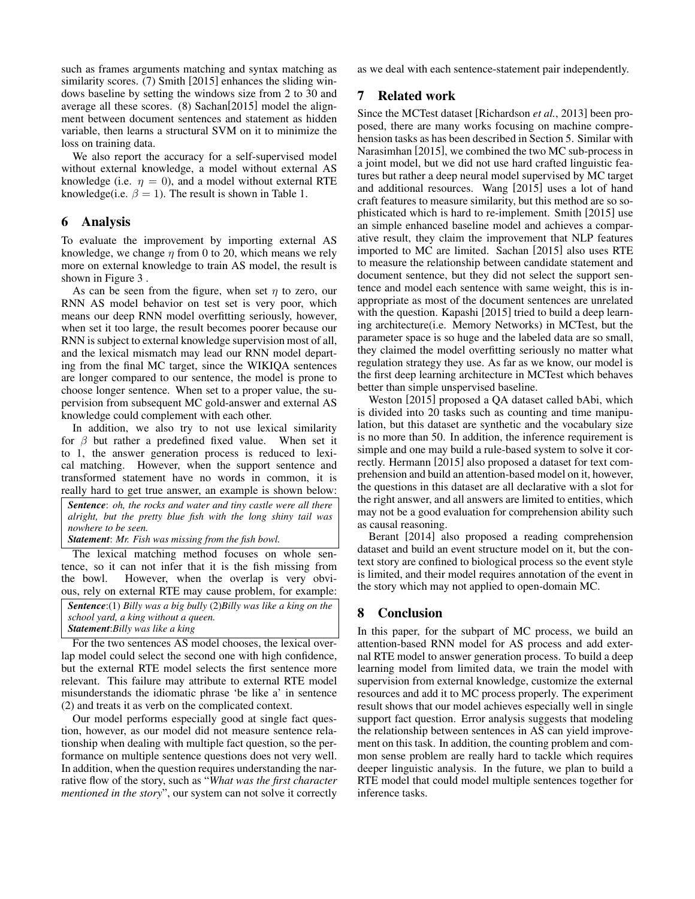such as frames arguments matching and syntax matching as similarity scores. (7) Smith [2015] enhances the sliding windows baseline by setting the windows size from 2 to 30 and average all these scores. (8) Sachan[2015] model the alignment between document sentences and statement as hidden variable, then learns a structural SVM on it to minimize the loss on training data.

We also report the accuracy for a self-supervised model without external knowledge, a model without external AS knowledge (i.e. $\eta = 0$), and a model without external RTE knowledge(i.e. $\beta = 1$). The result is shown in Table 1.

## 6 Analysis

To evaluate the improvement by importing external AS knowledge, we change $\eta$ from 0 to 20, which means we rely more on external knowledge to train AS model, the result is shown in Figure 3 .

As can be seen from the figure, when set $\eta$ to zero, our RNN AS model behavior on test set is very poor, which means our deep RNN model overfitting seriously, however, when set it too large, the result becomes poorer because our RNN is subject to external knowledge supervision most of all, and the lexical mismatch may lead our RNN model departing from the final MC target, since the WIKIQA sentences are longer compared to our sentence, the model is prone to choose longer sentence. When set to a proper value, the supervision from subsequent MC gold-answer and external AS knowledge could complement with each other.

In addition, we also try to not use lexical similarity for $\beta$ but rather a predefined fixed value. When set it to 1, the answer generation process is reduced to lexical matching. However, when the support sentence and transformed statement have no words in common, it is really hard to get true answer, an example is shown below:

> ***Sentence***: *oh, the rocks and water and tiny castle were all there alright, but the pretty blue fish with the long shiny tail was nowhere to be seen.*
> ***Statement***: *Mr. Fish was missing from the fish bowl.*

The lexical matching method focuses on whole sentence, so it can not infer that it is the fish missing from the bowl. However, when the overlap is very obvious, rely on external RTE may cause problem, for example:

> ***Sentence***:(1) *Billy was a big bully* (2)*Billy was like a king on the school yard, a king without a queen.*
> ***Statement***:*Billy was like a king*

For the two sentences AS model chooses, the lexical overlap model could select the second one with high confidence, but the external RTE model selects the first sentence more relevant. This failure may attribute to external RTE model misunderstands the idiomatic phrase 'be like a' in sentence (2) and treats it as verb on the complicated context.

Our model performs especially good at single fact question, however, as our model did not measure sentence relationship when dealing with multiple fact question, so the performance on multiple sentence questions does not very well. In addition, when the question requires understanding the narrative flow of the story, such as "*What was the first character mentioned in the story*", our system can not solve it correctly as we deal with each sentence-statement pair independently.

## 7 Related work

Since the MCTest dataset [Richardson *et al.*, 2013] been proposed, there are many works focusing on machine comprehension tasks as has been described in Section 5. Similar with Narasimhan [2015], we combined the two MC sub-process in a joint model, but we did not use hard crafted linguistic features but rather a deep neural model supervised by MC target and additional resources. Wang [2015] uses a lot of hand craft features to measure similarity, but this method are so sophisticated which is hard to re-implement. Smith [2015] use an simple enhanced baseline model and achieves a comparative result, they claim the improvement that NLP features imported to MC are limited. Sachan [2015] also uses RTE to measure the relationship between candidate statement and document sentence, but they did not select the support sentence and model each sentence with same weight, this is inappropriate as most of the document sentences are unrelated with the question. Kapashi [2015] tried to build a deep learning architecture(i.e. Memory Networks) in MCTest, but the parameter space is so huge and the labeled data are so small, they claimed the model overfitting seriously no matter what regulation strategy they use. As far as we know, our model is the first deep learning architecture in MCTest which behaves better than simple unsupervised baseline.

Weston [2015] proposed a QA dataset called bAbi, which is divided into 20 tasks such as counting and time manipulation, but this dataset are synthetic and the vocabulary size is no more than 50. In addition, the inference requirement is simple and one may build a rule-based system to solve it correctly. Hermann [2015] also proposed a dataset for text comprehension and build an attention-based model on it, however, the questions in this dataset are all declarative with a slot for the right answer, and all answers are limited to entities, which may not be a good evaluation for comprehension ability such as causal reasoning.

Berant [2014] also proposed a reading comprehension dataset and build an event structure model on it, but the context story are confined to biological process so the event style is limited, and their model requires annotation of the event in the story which may not applied to open-domain MC.

## 8 Conclusion

In this paper, for the subpart of MC process, we build an attention-based RNN model for AS process and add external RTE model to answer generation process. To build a deep learning model from limited data, we train the model with supervision from external knowledge, customize the external resources and add it to MC process properly. The experiment result shows that our model achieves especially well in single support fact question. Error analysis suggests that modeling the relationship between sentences in AS can yield improvement on this task. In addition, the counting problem and common sense problem are really hard to tackle which requires deeper linguistic analysis. In the future, we plan to build a RTE model that could model multiple sentences together for inference tasks.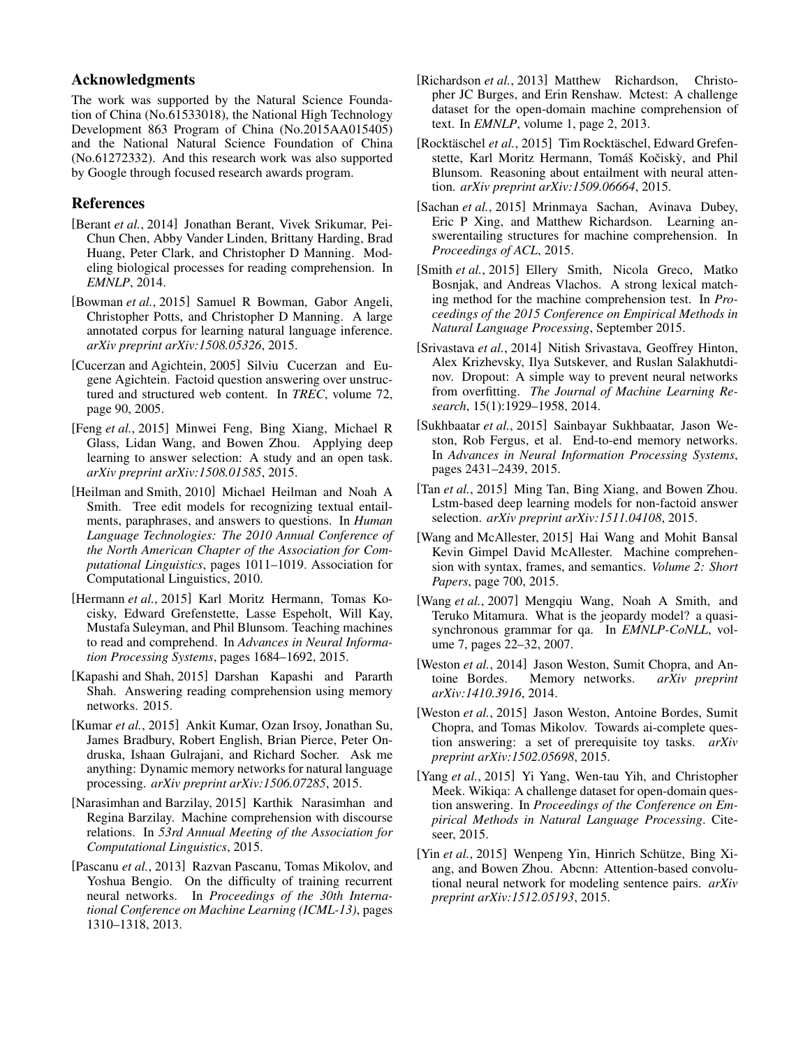## Acknowledgments

The work was supported by the Natural Science Foundation of China (No.61533018), the National High Technology Development 863 Program of China (No.2015AA015405) and the National Natural Science Foundation of China (No.61272332). And this research work was also supported by Google through focused research awards program.

## References

[Berant *et al.*, 2014] Jonathan Berant, Vivek Srikumar, Pei-Chun Chen, Abby Vander Linden, Brittany Harding, Brad Huang, Peter Clark, and Christopher D Manning. Modeling biological processes for reading comprehension. In *EMNLP*, 2014.

[Bowman *et al.*, 2015] Samuel R Bowman, Gabor Angeli, Christopher Potts, and Christopher D Manning. A large annotated corpus for learning natural language inference. *arXiv preprint arXiv:1508.05326*, 2015.

[Cucerzan and Agichtein, 2005] Silviu Cucerzan and Eugene Agichtein. Factoid question answering over unstructured and structured web content. In *TREC*, volume 72, page 90, 2005.

[Feng *et al.*, 2015] Minwei Feng, Bing Xiang, Michael R Glass, Lidan Wang, and Bowen Zhou. Applying deep learning to answer selection: A study and an open task. *arXiv preprint arXiv:1508.01585*, 2015.

[Heilman and Smith, 2010] Michael Heilman and Noah A Smith. Tree edit models for recognizing textual entailments, paraphrases, and answers to questions. In *Human Language Technologies: The 2010 Annual Conference of the North American Chapter of the Association for Computational Linguistics*, pages 1011–1019. Association for Computational Linguistics, 2010.

[Hermann *et al.*, 2015] Karl Moritz Hermann, Tomas Kocisky, Edward Grefenstette, Lasse Espeholt, Will Kay, Mustafa Suleyman, and Phil Blunsom. Teaching machines to read and comprehend. In *Advances in Neural Information Processing Systems*, pages 1684–1692, 2015.

[Kapashi and Shah, 2015] Darshan Kapashi and Pararth Shah. Answering reading comprehension using memory networks. 2015.

[Kumar *et al.*, 2015] Ankit Kumar, Ozan Irsoy, Jonathan Su, James Bradbury, Robert English, Brian Pierce, Peter Ondruska, Ishaan Gulrajani, and Richard Socher. Ask me anything: Dynamic memory networks for natural language processing. *arXiv preprint arXiv:1506.07285*, 2015.

[Narasimhan and Barzilay, 2015] Karthik Narasimhan and Regina Barzilay. Machine comprehension with discourse relations. In *53rd Annual Meeting of the Association for Computational Linguistics*, 2015.

[Pascanu *et al.*, 2013] Razvan Pascanu, Tomas Mikolov, and Yoshua Bengio. On the difficulty of training recurrent neural networks. In *Proceedings of the 30th International Conference on Machine Learning (ICML-13)*, pages 1310–1318, 2013.

[Richardson *et al.*, 2013] Matthew Richardson, Christopher JC Burges, and Erin Renshaw. Mctest: A challenge dataset for the open-domain machine comprehension of text. In *EMNLP*, volume 1, page 2, 2013.

[Rocktäschel *et al.*, 2015] Tim Rocktäschel, Edward Grefenstette, Karl Moritz Hermann, Tomáš Kočiskỳ, and Phil Blunsom. Reasoning about entailment with neural attention. *arXiv preprint arXiv:1509.06664*, 2015.

[Sachan *et al.*, 2015] Mrinmaya Sachan, Avinava Dubey, Eric P Xing, and Matthew Richardson. Learning answerentailing structures for machine comprehension. In *Proceedings of ACL*, 2015.

[Smith *et al.*, 2015] Ellery Smith, Nicola Greco, Matko Bosnjak, and Andreas Vlachos. A strong lexical matching method for the machine comprehension test. In *Proceedings of the 2015 Conference on Empirical Methods in Natural Language Processing*, September 2015.

[Srivastava *et al.*, 2014] Nitish Srivastava, Geoffrey Hinton, Alex Krizhevsky, Ilya Sutskever, and Ruslan Salakhutdinov. Dropout: A simple way to prevent neural networks from overfitting. *The Journal of Machine Learning Research*, 15(1):1929–1958, 2014.

[Sukhbaatar *et al.*, 2015] Sainbayar Sukhbaatar, Jason Weston, Rob Fergus, et al. End-to-end memory networks. In *Advances in Neural Information Processing Systems*, pages 2431–2439, 2015.

[Tan *et al.*, 2015] Ming Tan, Bing Xiang, and Bowen Zhou. Lstm-based deep learning models for non-factoid answer selection. *arXiv preprint arXiv:1511.04108*, 2015.

[Wang and McAllester, 2015] Hai Wang and Mohit Bansal Kevin Gimpel David McAllester. Machine comprehension with syntax, frames, and semantics. *Volume 2: Short Papers*, page 700, 2015.

[Wang *et al.*, 2007] Mengqiu Wang, Noah A Smith, and Teruko Mitamura. What is the jeopardy model? a quasi-synchronous grammar for qa. In *EMNLP-CoNLL*, volume 7, pages 22–32, 2007.

[Weston *et al.*, 2014] Jason Weston, Sumit Chopra, and Antoine Bordes. Memory networks. *arXiv preprint arXiv:1410.3916*, 2014.

[Weston *et al.*, 2015] Jason Weston, Antoine Bordes, Sumit Chopra, and Tomas Mikolov. Towards ai-complete question answering: a set of prerequisite toy tasks. *arXiv preprint arXiv:1502.05698*, 2015.

[Yang *et al.*, 2015] Yi Yang, Wen-tau Yih, and Christopher Meek. Wikiqa: A challenge dataset for open-domain question answering. In *Proceedings of the Conference on Empirical Methods in Natural Language Processing*. Citeseer, 2015.

[Yin *et al.*, 2015] Wenpeng Yin, Hinrich Schütze, Bing Xiang, and Bowen Zhou. Abcnn: Attention-based convolutional neural network for modeling sentence pairs. *arXiv preprint arXiv:1512.05193*, 2015.